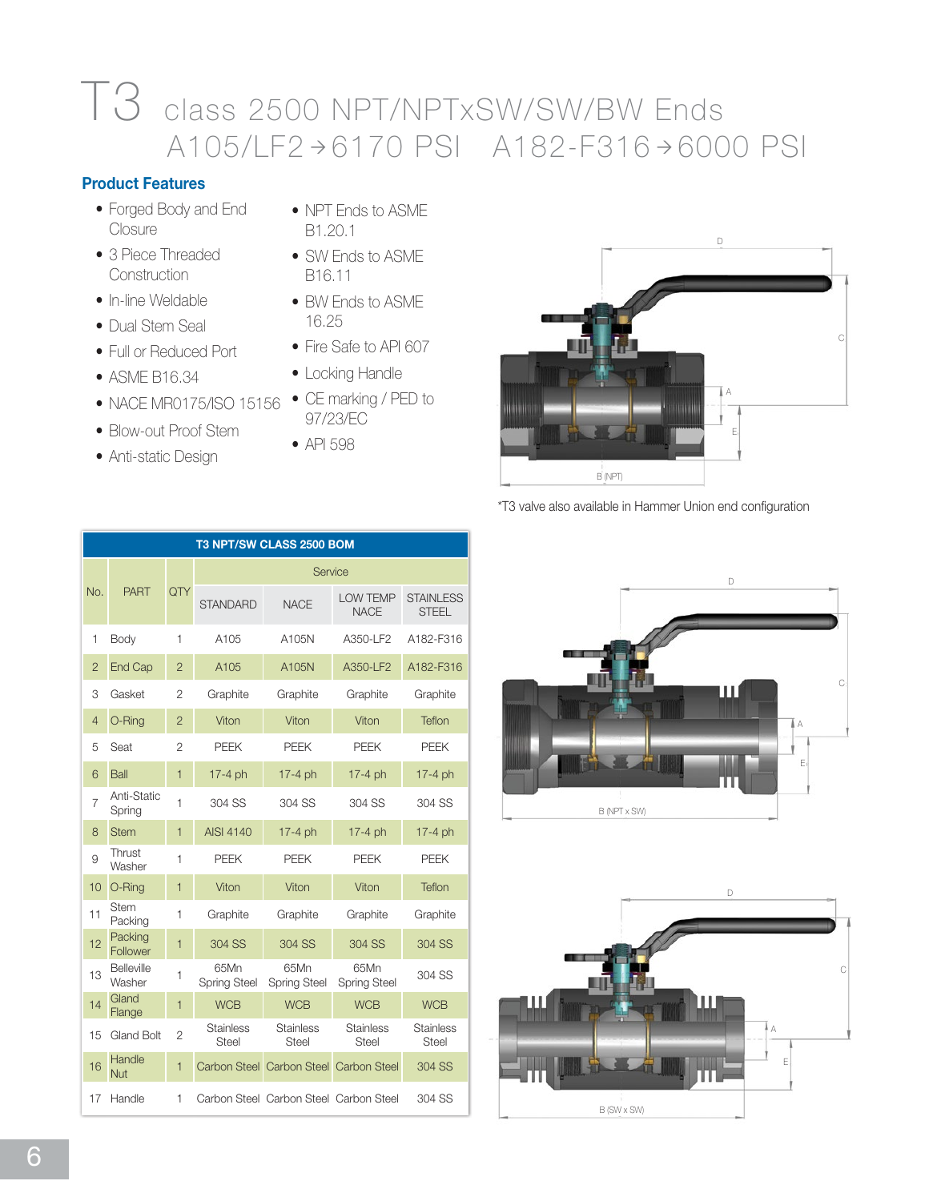# T3 class 2500 NPT/NPTxSW/SW/BW Ends

## A105/LF2→6170 PSI A182-F316→6000 PSI

### Product Features

- Forged Body and End Closure
- 3 Piece Threaded Construction
- In-line Weldable
- Dual Stem Seal
- Full or Reduced Port
- ASME B16.34
- NACE MR0175/ISO 15156
- Blow-out Proof Stem
- Anti-static Design
- NPT Ends to ASME B1.20.1
- SW Ends to ASME B16.11
- BW Ends to ASME 16.25
- Fire Safe to API 607
- Locking Handle
- CE marking / PED to 97/23/EC
- API 598

D

C

A

E

B (NPT)

*T3 valve also available in Hammer Union end configuration

| T3 NPT/SW CLASS 2500 BOM | | | | | | |
|---|---|---|---|---|---|---|
| No. | PART | QTY | Service | | | |
| | | | STANDARD | NACE | LOW TEMP NACE | STAINLESS STEEL |
| 1 | Body | 1 | A105 | A105N | A350-LF2 | A182-F316 |
| 2 | End Cap | 2 | A105 | A105N | A350-LF2 | A182-F316 |
| 3 | Gasket | 2 | Graphite | Graphite | Graphite | Graphite |
| 4 | O-Ring | 2 | Viton | Viton | Viton | Teflon |
| 5 | Seat | 2 | PEEK | PEEK | PEEK | PEEK |
| 6 | Ball | 1 | 17-4 ph | 17-4 ph | 17-4 ph | 17-4 ph |
| 7 | Anti-Static Spring | 1 | 304 SS | 304 SS | 304 SS | 304 SS |
| 8 | Stem | 1 | AISI 4140 | 17-4 ph | 17-4 ph | 17-4 ph |
| 9 | Thrust Washer | 1 | PEEK | PEEK | PEEK | PEEK |
| 10 | O-Ring | 1 | Viton | Viton | Viton | Teflon |
| 11 | Stem Packing | 1 | Graphite | Graphite | Graphite | Graphite |
| 12 | Packing Follower | 1 | 304 SS | 304 SS | 304 SS | 304 SS |
| 13 | Belleville Washer | 1 | 65Mn Spring Steel | 65Mn Spring Steel | 65Mn Spring Steel | 304 SS |
| 14 | Gland Flange | 1 | WCB | WCB | WCB | WCB |
| 15 | Gland Bolt | 2 | Stainless Steel | Stainless Steel | Stainless Steel | Stainless Steel |
| 16 | Handle Nut | 1 | Carbon Steel | Carbon Steel | Carbon Steel | 304 SS |
| 17 | Handle | 1 | Carbon Steel | Carbon Steel | Carbon Steel | 304 SS |

D

C

A

E

B (NPT x SW)

D

C

A

E

B (SW x SW)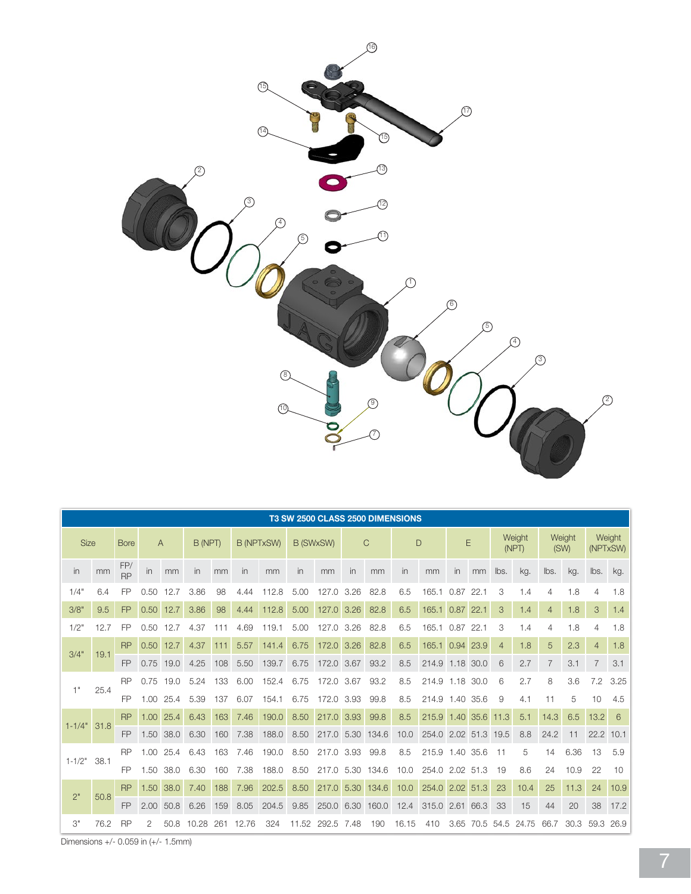| T3 SW 2500 CLASS 2500 DIMENSIONS | | | | | | | | | | | | | | | | | | | | | | | |
|---|---|---|---|---|---|---|---|---|---|---|---|---|---|---|---|---|---|---|---|---|---|---|---|
| Size | | Bore | A | | B (NPT) | | B (NPTxSW) | | B (SWxSW) | | C | | D | | E | | Weight (NPT) | | Weight (SW) | | Weight (NPTxSW) | |
| in | mm | FP/ RP | in | mm | in | mm | in | mm | in | mm | in | mm | in | mm | in | mm | lbs. | kg. | lbs. | kg. | lbs. | kg. |
| 1/4" | 6.4 | FP | 0.50 | 12.7 | 3.86 | 98 | 4.44 | 112.8 | 5.00 | 127.0 | 3.26 | 82.8 | 6.5 | 165.1 | 0.87 | 22.1 | 3 | 1.4 | 4 | 1.8 | 4 | 1.8 |
| 3/8" | 9.5 | FP | 0.50 | 12.7 | 3.86 | 98 | 4.44 | 112.8 | 5.00 | 127.0 | 3.26 | 82.8 | 6.5 | 165.1 | 0.87 | 22.1 | 3 | 1.4 | 4 | 1.8 | 3 | 1.4 |
| 1/2" | 12.7 | FP | 0.50 | 12.7 | 4.37 | 111 | 4.69 | 119.1 | 5.00 | 127.0 | 3.26 | 82.8 | 6.5 | 165.1 | 0.87 | 22.1 | 3 | 1.4 | 4 | 1.8 | 4 | 1.8 |
| 3/4" | 19.1 | RP | 0.50 | 12.7 | 4.37 | 111 | 5.57 | 141.4 | 6.75 | 172.0 | 3.26 | 82.8 | 6.5 | 165.1 | 0.94 | 23.9 | 4 | 1.8 | 5 | 2.3 | 4 | 1.8 |
| | | FP | 0.75 | 19.0 | 4.25 | 108 | 5.50 | 139.7 | 6.75 | 172.0 | 3.67 | 93.2 | 8.5 | 214.9 | 1.18 | 30.0 | 6 | 2.7 | 7 | 3.1 | 7 | 3.1 |
| 1" | 25.4 | RP | 0.75 | 19.0 | 5.24 | 133 | 6.00 | 152.4 | 6.75 | 172.0 | 3.67 | 93.2 | 8.5 | 214.9 | 1.18 | 30.0 | 6 | 2.7 | 8 | 3.6 | 7.2 | 3.25 |
| | | FP | 1.00 | 25.4 | 5.39 | 137 | 6.07 | 154.1 | 6.75 | 172.0 | 3.93 | 99.8 | 8.5 | 214.9 | 1.40 | 35.6 | 9 | 4.1 | 11 | 5 | 10 | 4.5 |
| 1-1/4" | 31.8 | RP | 1.00 | 25.4 | 6.43 | 163 | 7.46 | 190.0 | 8.50 | 217.0 | 3.93 | 99.8 | 8.5 | 215.9 | 1.40 | 35.6 | 11.3 | 5.1 | 14.3 | 6.5 | 13.2 | 6 |
| | | FP | 1.50 | 38.0 | 6.30 | 160 | 7.38 | 188.0 | 8.50 | 217.0 | 5.30 | 134.6 | 10.0 | 254.0 | 2.02 | 51.3 | 19.5 | 8.8 | 24.2 | 11 | 22.2 | 10.1 |
| 1-1/2" | 38.1 | RP | 1.00 | 25.4 | 6.43 | 163 | 7.46 | 190.0 | 8.50 | 217.0 | 3.93 | 99.8 | 8.5 | 215.9 | 1.40 | 35.6 | 11 | 5 | 14 | 6.36 | 13 | 5.9 |
| | | FP | 1.50 | 38.0 | 6.30 | 160 | 7.38 | 188.0 | 8.50 | 217.0 | 5.30 | 134.6 | 10.0 | 254.0 | 2.02 | 51.3 | 19 | 8.6 | 24 | 10.9 | 22 | 10 |
| 2" | 50.8 | RP | 1.50 | 38.0 | 7.40 | 188 | 7.96 | 202.5 | 8.50 | 217.0 | 5.30 | 134.6 | 10.0 | 254.0 | 2.02 | 51.3 | 23 | 10.4 | 25 | 11.3 | 24 | 10.9 |
| | | FP | 2.00 | 50.8 | 6.26 | 159 | 8.05 | 204.5 | 9.85 | 250.0 | 6.30 | 160.0 | 12.4 | 315.0 | 2.61 | 66.3 | 33 | 15 | 44 | 20 | 38 | 17.2 |
| 3" | 76.2 | RP | 2 | 50.8 | 10.28 | 261 | 12.76 | 324 | 11.52 | 292.5 | 7.48 | 190 | 16.15 | 410 | 3.65 | 70.5 | 54.5 | 24.75 | 66.7 | 30.3 | 59.3 | 26.9 |

Dimensions +/- 0.059 in (+/- 1.5mm)